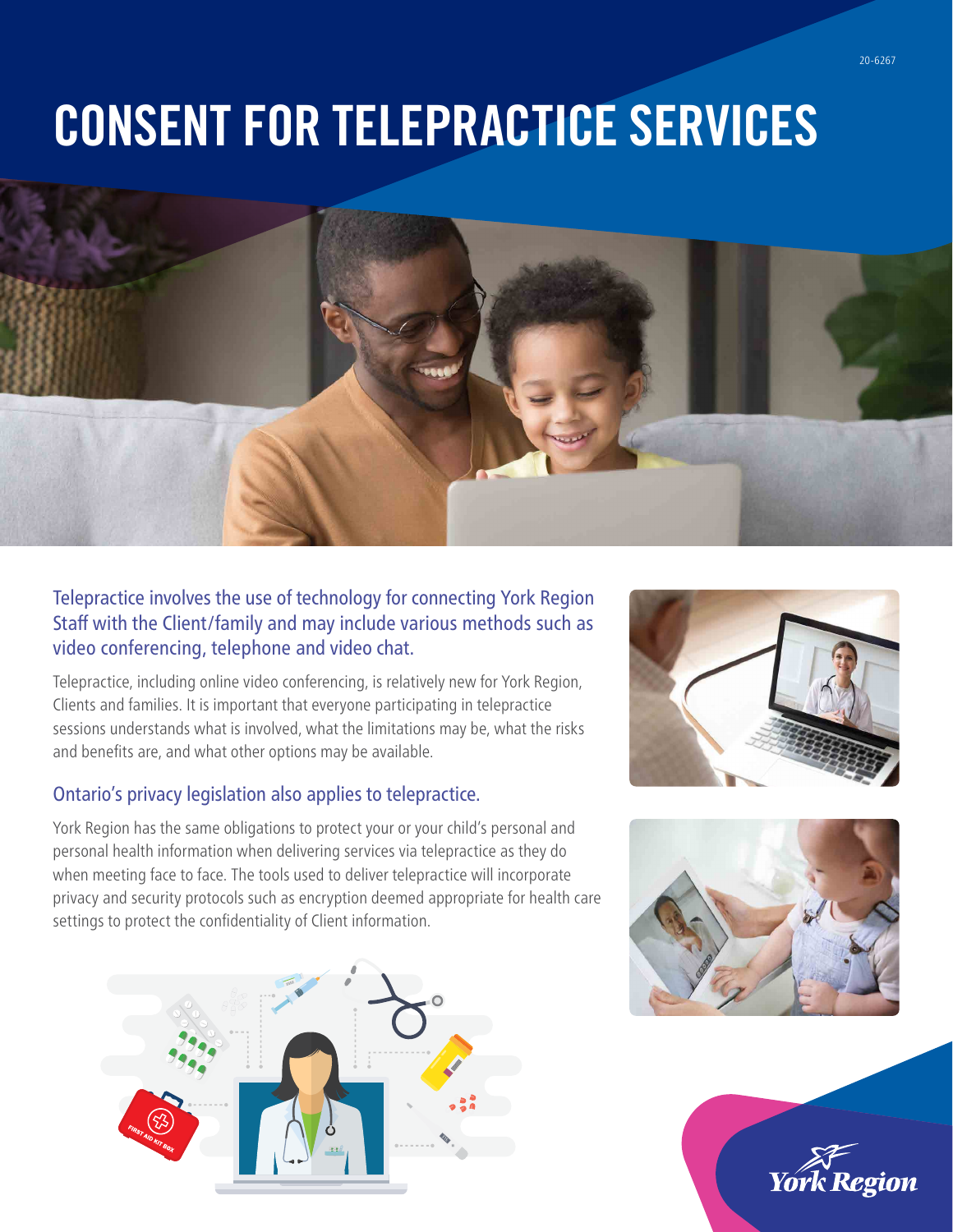# CONSENT FOR TELEPRACTICE SERVICES

## Telepractice involves the use of technology for connecting York Region Staff with the Client/family and may include various methods such as video conferencing, telephone and video chat.

Telepractice, including online video conferencing, is relatively new for York Region, Clients and families. It is important that everyone participating in telepractice sessions understands what is involved, what the limitations may be, what the risks and benefits are, and what other options may be available.

### Ontario's privacy legislation also applies to telepractice.

York Region has the same obligations to protect your or your child's personal and personal health information when delivering services via telepractice as they do when meeting face to face. The tools used to deliver telepractice will incorporate privacy and security protocols such as encryption deemed appropriate for health care settings to protect the confidentiality of Client information.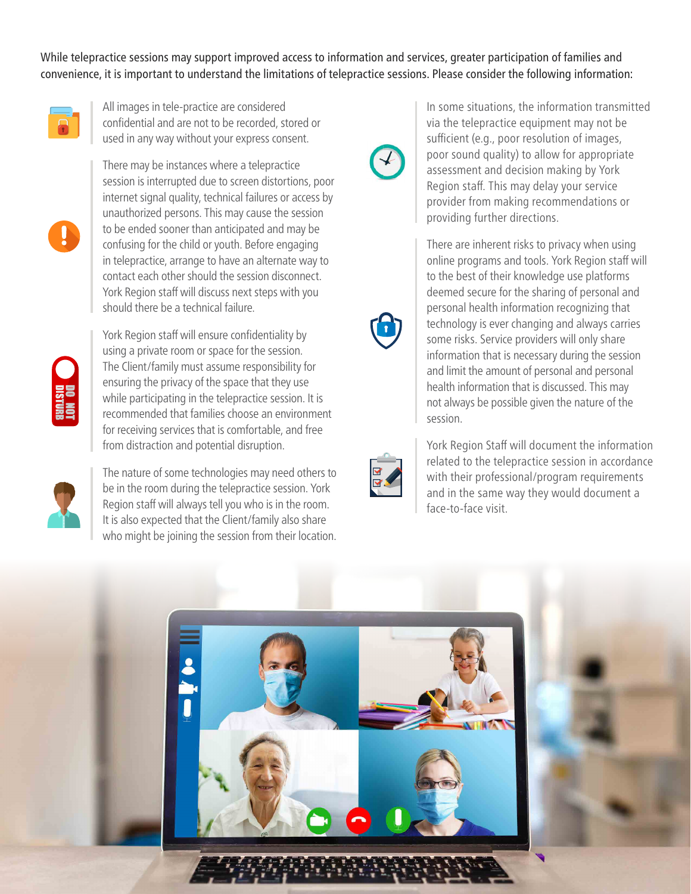While telepractice sessions may support improved access to information and services, greater participation of families and convenience, it is important to understand the limitations of telepractice sessions. Please consider the following information:

All images in tele-practice are considered confidential and are not to be recorded, stored or used in any way without your express consent.

There may be instances where a telepractice session is interrupted due to screen distortions, poor internet signal quality, technical failures or access by unauthorized persons. This may cause the session to be ended sooner than anticipated and may be confusing for the child or youth. Before engaging in telepractice, arrange to have an alternate way to contact each other should the session disconnect. York Region staff will discuss next steps with you should there be a technical failure.

York Region staff will ensure confidentiality by using a private room or space for the session. The Client/family must assume responsibility for ensuring the privacy of the space that they use while participating in the telepractice session. It is recommended that families choose an environment for receiving services that is comfortable, and free from distraction and potential disruption.

The nature of some technologies may need others to be in the room during the telepractice session. York Region staff will always tell you who is in the room. It is also expected that the Client/family also share who might be joining the session from their location.

In some situations, the information transmitted via the telepractice equipment may not be sufficient (e.g., poor resolution of images, poor sound quality) to allow for appropriate assessment and decision making by York Region staff. This may delay your service provider from making recommendations or providing further directions.

There are inherent risks to privacy when using online programs and tools. York Region staff will to the best of their knowledge use platforms deemed secure for the sharing of personal and personal health information recognizing that technology is ever changing and always carries some risks. Service providers will only share information that is necessary during the session and limit the amount of personal and personal health information that is discussed. This may not always be possible given the nature of the session.

York Region Staff will document the information related to the telepractice session in accordance with their professional/program requirements and in the same way they would document a face-to-face visit.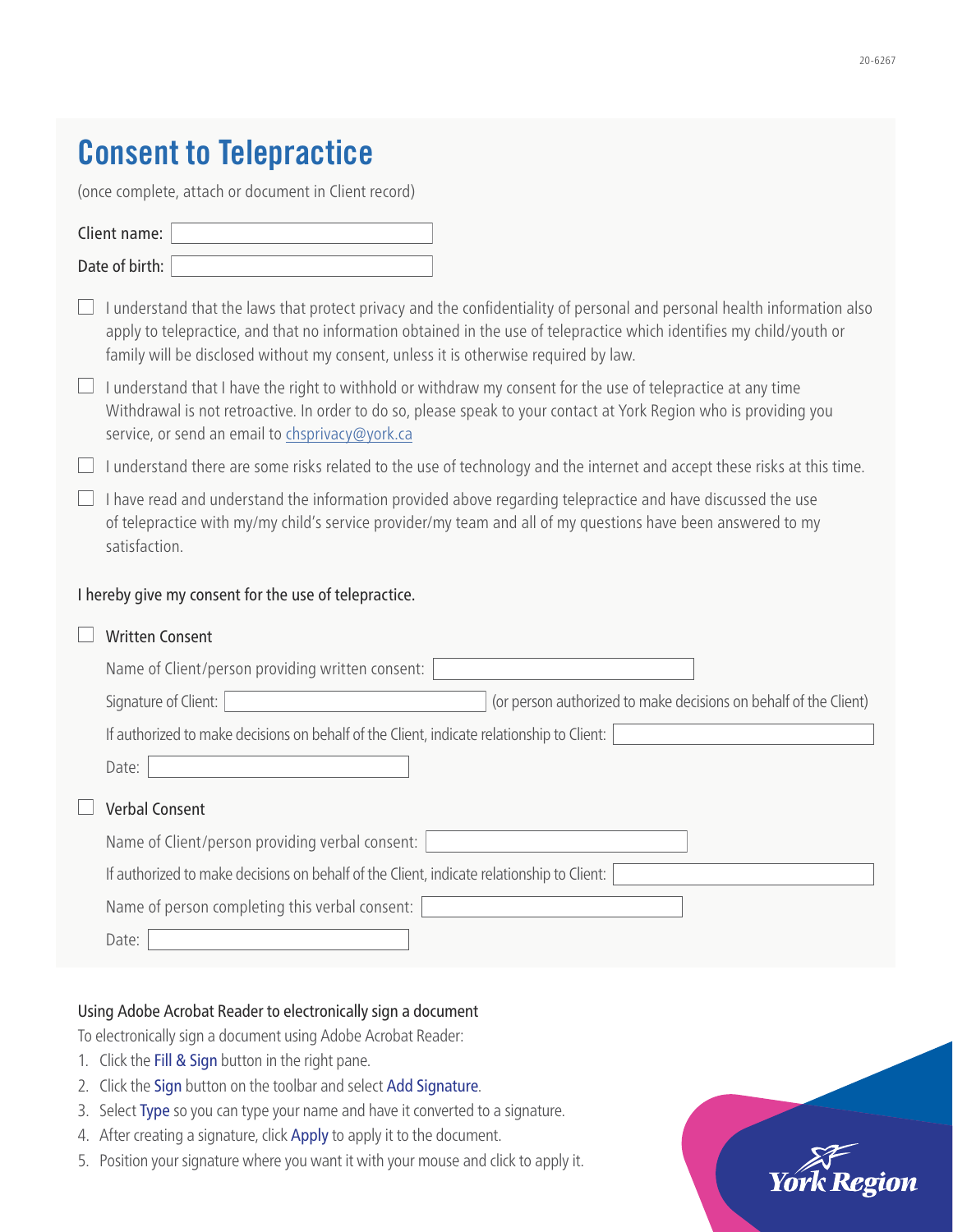# Consent to Telepractice

(once complete, attach or document in Client record)

Client name: 

Date of birth: 

- [ ] I understand that the laws that protect privacy and the confidentiality of personal and personal health information also apply to telepractice, and that no information obtained in the use of telepractice which identifies my child/youth or family will be disclosed without my consent, unless it is otherwise required by law.
- [ ] I understand that I have the right to withhold or withdraw my consent for the use of telepractice at any time Withdrawal is not retroactive. In order to do so, please speak to your contact at York Region who is providing you service, or send an email to chsprivacy@york.ca
- [ ] I understand there are some risks related to the use of technology and the internet and accept these risks at this time.
- [ ] I have read and understand the information provided above regarding telepractice and have discussed the use of telepractice with my/my child's service provider/my team and all of my questions have been answered to my satisfaction.

I hereby give my consent for the use of telepractice.

- [ ] Written Consent

  Name of Client/person providing written consent: 

  Signature of Client:  (or person authorized to make decisions on behalf of the Client)

  If authorized to make decisions on behalf of the Client, indicate relationship to Client: 

  Date: 

- [ ] Verbal Consent

  Name of Client/person providing verbal consent: 

  If authorized to make decisions on behalf of the Client, indicate relationship to Client: 

  Name of person completing this verbal consent: 

  Date: 

## Using Adobe Acrobat Reader to electronically sign a document

To electronically sign a document using Adobe Acrobat Reader:

1. Click the Fill & Sign button in the right pane.
2. Click the Sign button on the toolbar and select Add Signature.
3. Select Type so you can type your name and have it converted to a signature.
4. After creating a signature, click Apply to apply it to the document.
5. Position your signature where you want it with your mouse and click to apply it.